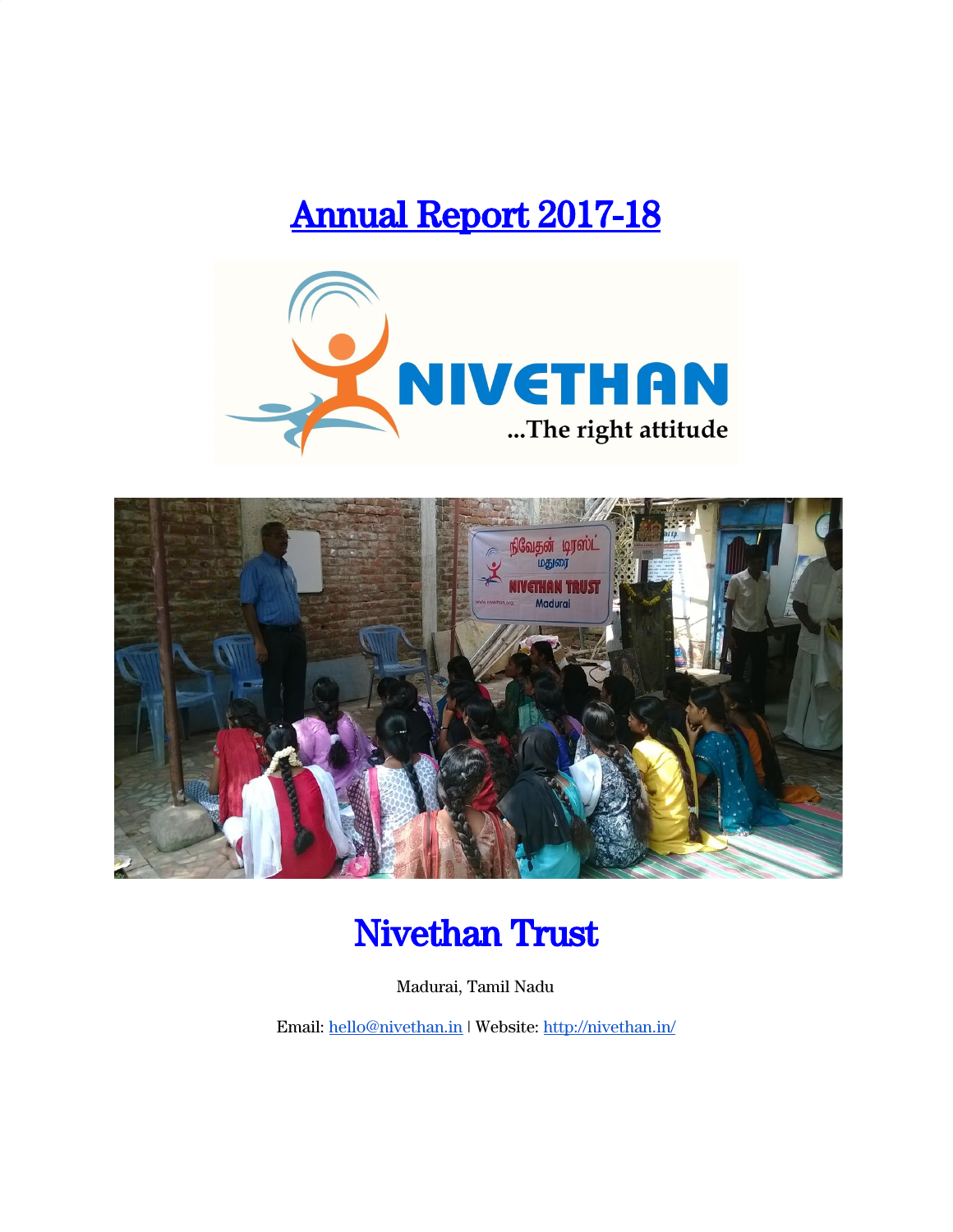# Annual Report 2017-18

# Nivethan Trust

Madurai, Tamil Nadu

Email: hello@nivethan.in | Website: http://nivethan.in/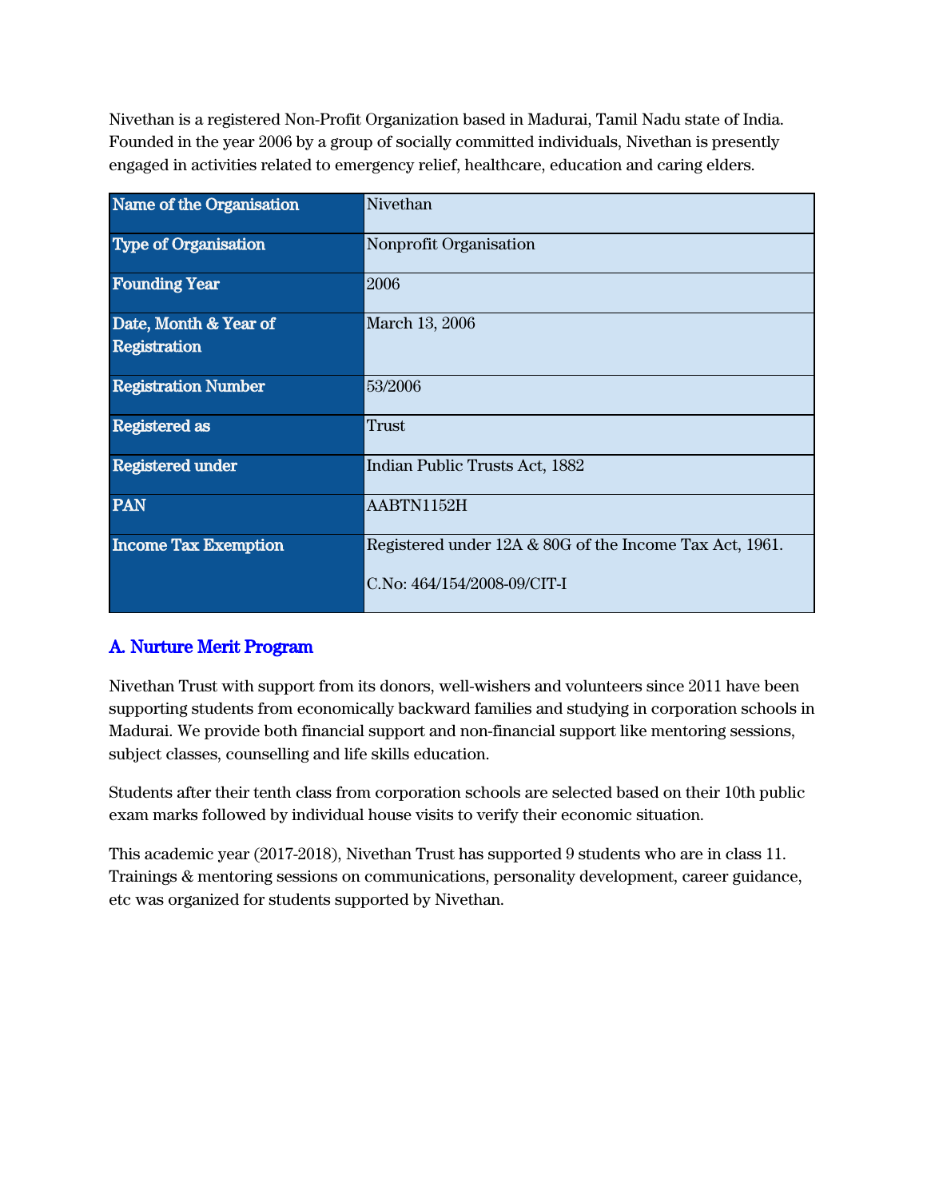Nivethan is a registered Non-Profit Organization based in Madurai, Tamil Nadu state of India. Founded in the year 2006 by a group of socially committed individuals, Nivethan is presently engaged in activities related to emergency relief, healthcare, education and caring elders.

| **Name of the Organisation** | Nivethan |
|---|---|
| **Type of Organisation** | Nonprofit Organisation |
| **Founding Year** | 2006 |
| **Date, Month & Year of Registration** | March 13, 2006 |
| **Registration Number** | 53/2006 |
| **Registered as** | Trust |
| **Registered under** | Indian Public Trusts Act, 1882 |
| **PAN** | AABTN1152H |
| **Income Tax Exemption** | Registered under 12A & 80G of the Income Tax Act, 1961.<br><br>C.No: 464/154/2008-09/CIT-I |

## A. Nurture Merit Program

Nivethan Trust with support from its donors, well-wishers and volunteers since 2011 have been supporting students from economically backward families and studying in corporation schools in Madurai. We provide both financial support and non-financial support like mentoring sessions, subject classes, counselling and life skills education.

Students after their tenth class from corporation schools are selected based on their 10th public exam marks followed by individual house visits to verify their economic situation.

This academic year (2017-2018), Nivethan Trust has supported 9 students who are in class 11. Trainings & mentoring sessions on communications, personality development, career guidance, etc was organized for students supported by Nivethan.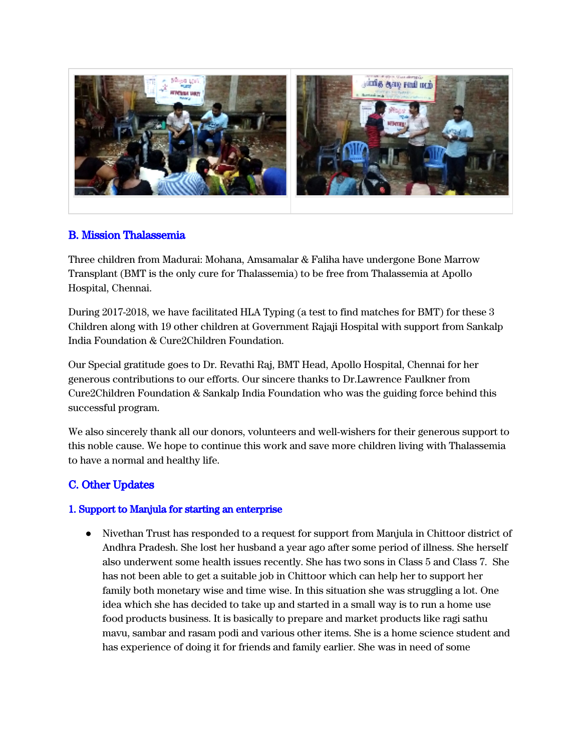## B. Mission Thalassemia

Three children from Madurai: Mohana, Amsamalar & Faliha have undergone Bone Marrow Transplant (BMT is the only cure for Thalassemia) to be free from Thalassemia at Apollo Hospital, Chennai.

During 2017-2018, we have facilitated HLA Typing (a test to find matches for BMT) for these 3 Children along with 19 other children at Government Rajaji Hospital with support from Sankalp India Foundation & Cure2Children Foundation.

Our Special gratitude goes to Dr. Revathi Raj, BMT Head, Apollo Hospital, Chennai for her generous contributions to our efforts. Our sincere thanks to Dr.Lawrence Faulkner from Cure2Children Foundation & Sankalp India Foundation who was the guiding force behind this successful program.

We also sincerely thank all our donors, volunteers and well-wishers for their generous support to this noble cause. We hope to continue this work and save more children living with Thalassemia to have a normal and healthy life.

## C. Other Updates

### 1. Support to Manjula for starting an enterprise

- Nivethan Trust has responded to a request for support from Manjula in Chittoor district of Andhra Pradesh. She lost her husband a year ago after some period of illness. She herself also underwent some health issues recently. She has two sons in Class 5 and Class 7. She has not been able to get a suitable job in Chittoor which can help her to support her family both monetary wise and time wise. In this situation she was struggling a lot. One idea which she has decided to take up and started in a small way is to run a home use food products business. It is basically to prepare and market products like ragi sathu mavu, sambar and rasam podi and various other items. She is a home science student and has experience of doing it for friends and family earlier. She was in need of some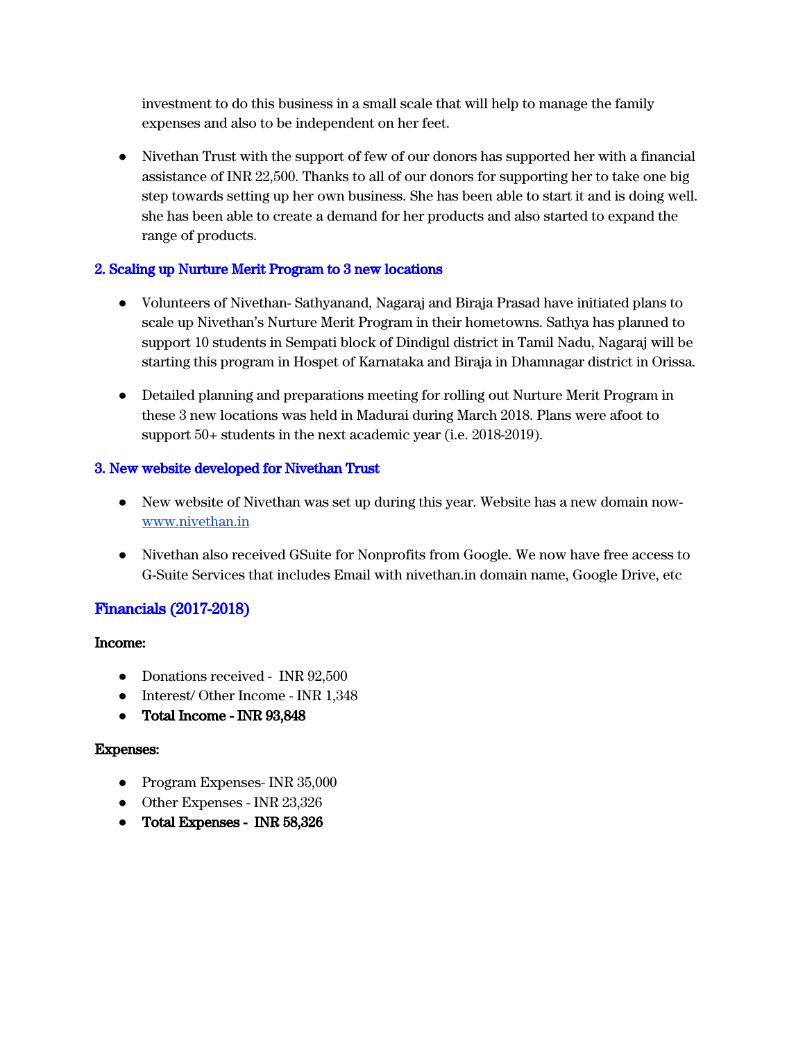investment to do this business in a small scale that will help to manage the family expenses and also to be independent on her feet.

- Nivethan Trust with the support of few of our donors has supported her with a financial assistance of INR 22,500. Thanks to all of our donors for supporting her to take one big step towards setting up her own business. She has been able to start it and is doing well. she has been able to create a demand for her products and also started to expand the range of products.

### 2. Scaling up Nurture Merit Program to 3 new locations

- Volunteers of Nivethan- Sathyanand, Nagaraj and Biraja Prasad have initiated plans to scale up Nivethan's Nurture Merit Program in their hometowns. Sathya has planned to support 10 students in Sempati block of Dindigul district in Tamil Nadu, Nagaraj will be starting this program in Hospet of Karnataka and Biraja in Dhamnagar district in Orissa.

- Detailed planning and preparations meeting for rolling out Nurture Merit Program in these 3 new locations was held in Madurai during March 2018. Plans were afoot to support 50+ students in the next academic year (i.e. 2018-2019).

### 3. New website developed for Nivethan Trust

- New website of Nivethan was set up during this year. Website has a new domain now- [www.nivethan.in](http://www.nivethan.in)

- Nivethan also received GSuite for Nonprofits from Google. We now have free access to G-Suite Services that includes Email with nivethan.in domain name, Google Drive, etc

## Financials (2017-2018)

**Income:**

- Donations received - INR 92,500
- Interest/ Other Income - INR 1,348
- **Total Income - INR 93,848**

**Expenses:**

- Program Expenses- INR 35,000
- Other Expenses - INR 23,326
- **Total Expenses - INR 58,326**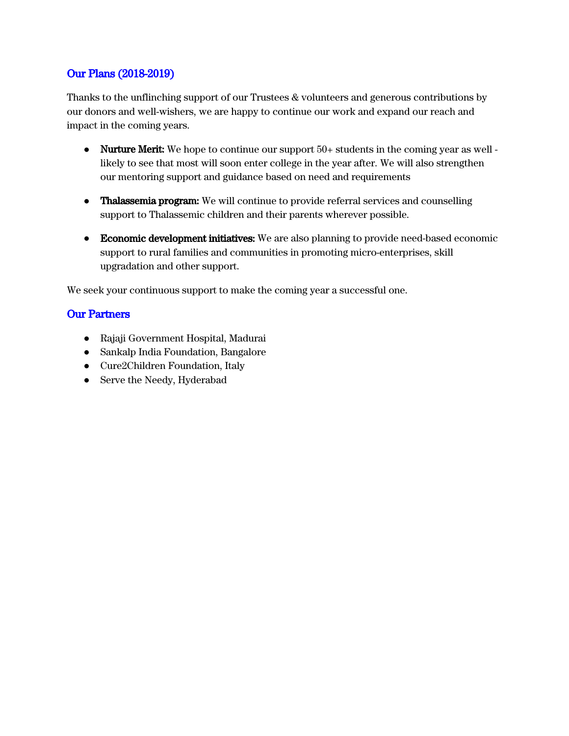## Our Plans (2018-2019)

Thanks to the unflinching support of our Trustees & volunteers and generous contributions by our donors and well-wishers, we are happy to continue our work and expand our reach and impact in the coming years.

- **Nurture Merit:** We hope to continue our support 50+ students in the coming year as well - likely to see that most will soon enter college in the year after. We will also strengthen our mentoring support and guidance based on need and requirements

- **Thalassemia program:** We will continue to provide referral services and counselling support to Thalassemic children and their parents wherever possible.

- **Economic development initiatives:** We are also planning to provide need-based economic support to rural families and communities in promoting micro-enterprises, skill upgradation and other support.

We seek your continuous support to make the coming year a successful one.

## Our Partners

- Rajaji Government Hospital, Madurai
- Sankalp India Foundation, Bangalore
- Cure2Children Foundation, Italy
- Serve the Needy, Hyderabad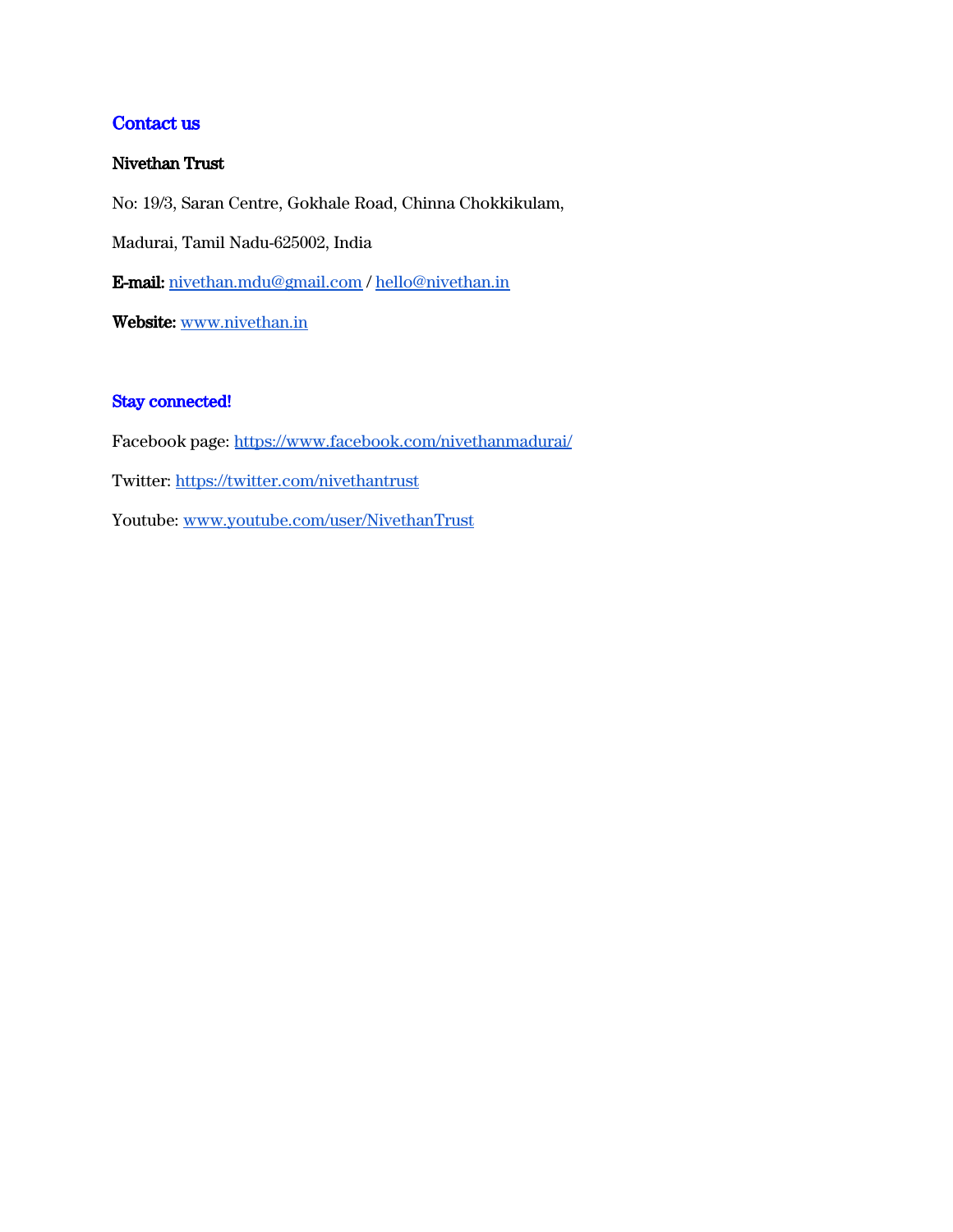## Contact us

**Nivethan Trust**

No: 19/3, Saran Centre, Gokhale Road, Chinna Chokkikulam,

Madurai, Tamil Nadu-625002, India

**E-mail:** nivethan.mdu@gmail.com / hello@nivethan.in

**Website:** www.nivethan.in

## Stay connected!

Facebook page: https://www.facebook.com/nivethanmadurai/

Twitter: https://twitter.com/nivethantrust

Youtube: www.youtube.com/user/NivethanTrust